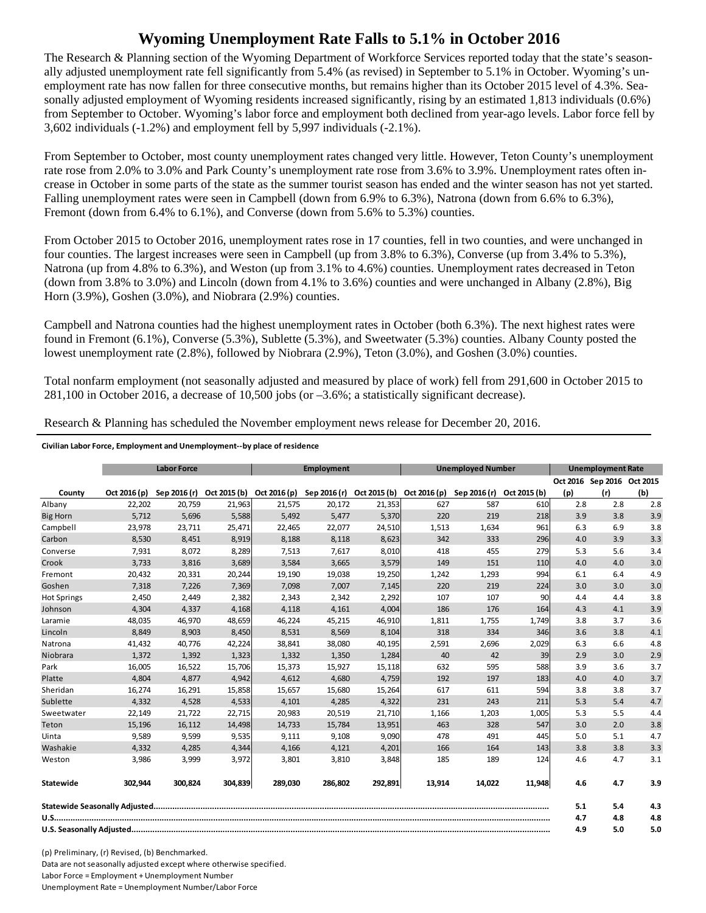# Wyoming Unemployment Rate Falls to 5.1% in October 2016

The Research & Planning section of the Wyoming Department of Workforce Services reported today that the state's seasonally adjusted unemployment rate fell significantly from 5.4% (as revised) in September to 5.1% in October. Wyoming's unemployment rate has now fallen for three consecutive months, but remains higher than its October 2015 level of 4.3%. Seasonally adjusted employment of Wyoming residents increased significantly, rising by an estimated 1,813 individuals (0.6%) from September to October. Wyoming's labor force and employment both declined from year-ago levels. Labor force fell by 3,602 individuals (-1.2%) and employment fell by 5,997 individuals (-2.1%).

From September to October, most county unemployment rates changed very little. However, Teton County's unemployment rate rose from 2.0% to 3.0% and Park County's unemployment rate rose from 3.6% to 3.9%. Unemployment rates often increase in October in some parts of the state as the summer tourist season has ended and the winter season has not yet started. Falling unemployment rates were seen in Campbell (down from 6.9% to 6.3%), Natrona (down from 6.6% to 6.3%), Fremont (down from 6.4% to 6.1%), and Converse (down from 5.6% to 5.3%) counties.

From October 2015 to October 2016, unemployment rates rose in 17 counties, fell in two counties, and were unchanged in four counties. The largest increases were seen in Campbell (up from 3.8% to 6.3%), Converse (up from 3.4% to 5.3%), Natrona (up from 4.8% to 6.3%), and Weston (up from 3.1% to 4.6%) counties. Unemployment rates decreased in Teton (down from 3.8% to 3.0%) and Lincoln (down from 4.1% to 3.6%) counties and were unchanged in Albany (2.8%), Big Horn (3.9%), Goshen (3.0%), and Niobrara (2.9%) counties.

Campbell and Natrona counties had the highest unemployment rates in October (both 6.3%). The next highest rates were found in Fremont (6.1%), Converse (5.3%), Sublette (5.3%), and Sweetwater (5.3%) counties. Albany County posted the lowest unemployment rate (2.8%), followed by Niobrara (2.9%), Teton (3.0%), and Goshen (3.0%) counties.

Total nonfarm employment (not seasonally adjusted and measured by place of work) fell from 291,600 in October 2015 to 281,100 in October 2016, a decrease of 10,500 jobs (or –3.6%; a statistically significant decrease).

Research & Planning has scheduled the November employment news release for December 20, 2016.

**Civilian Labor Force, Employment and Unemployment--by place of residence**

| | Labor Force | | | Employment | | | Unemployed Number | | | Unemployment Rate | | |
|---|---|---|---|---|---|---|---|---|---|---|---|---|
| County | Oct 2016 (p) | Sep 2016 (r) | Oct 2015 (b) | Oct 2016 (p) | Sep 2016 (r) | Oct 2015 (b) | Oct 2016 (p) | Sep 2016 (r) | Oct 2015 (b) | Oct 2016 (p) | Sep 2016 (r) | Oct 2015 (b) |
| Albany | 22,202 | 20,759 | 21,963 | 21,575 | 20,172 | 21,353 | 627 | 587 | 610 | 2.8 | 2.8 | 2.8 |
| Big Horn | 5,712 | 5,696 | 5,588 | 5,492 | 5,477 | 5,370 | 220 | 219 | 218 | 3.9 | 3.8 | 3.9 |
| Campbell | 23,978 | 23,711 | 25,471 | 22,465 | 22,077 | 24,510 | 1,513 | 1,634 | 961 | 6.3 | 6.9 | 3.8 |
| Carbon | 8,530 | 8,451 | 8,919 | 8,188 | 8,118 | 8,623 | 342 | 333 | 296 | 4.0 | 3.9 | 3.3 |
| Converse | 7,931 | 8,072 | 8,289 | 7,513 | 7,617 | 8,010 | 418 | 455 | 279 | 5.3 | 5.6 | 3.4 |
| Crook | 3,733 | 3,816 | 3,689 | 3,584 | 3,665 | 3,579 | 149 | 151 | 110 | 4.0 | 4.0 | 3.0 |
| Fremont | 20,432 | 20,331 | 20,244 | 19,190 | 19,038 | 19,250 | 1,242 | 1,293 | 994 | 6.1 | 6.4 | 4.9 |
| Goshen | 7,318 | 7,226 | 7,369 | 7,098 | 7,007 | 7,145 | 220 | 219 | 224 | 3.0 | 3.0 | 3.0 |
| Hot Springs | 2,450 | 2,449 | 2,382 | 2,343 | 2,342 | 2,292 | 107 | 107 | 90 | 4.4 | 4.4 | 3.8 |
| Johnson | 4,304 | 4,337 | 4,168 | 4,118 | 4,161 | 4,004 | 186 | 176 | 164 | 4.3 | 4.1 | 3.9 |
| Laramie | 48,035 | 46,970 | 48,659 | 46,224 | 45,215 | 46,910 | 1,811 | 1,755 | 1,749 | 3.8 | 3.7 | 3.6 |
| Lincoln | 8,849 | 8,903 | 8,450 | 8,531 | 8,569 | 8,104 | 318 | 334 | 346 | 3.6 | 3.8 | 4.1 |
| Natrona | 41,432 | 40,776 | 42,224 | 38,841 | 38,080 | 40,195 | 2,591 | 2,696 | 2,029 | 6.3 | 6.6 | 4.8 |
| Niobrara | 1,372 | 1,392 | 1,323 | 1,332 | 1,350 | 1,284 | 40 | 42 | 39 | 2.9 | 3.0 | 2.9 |
| Park | 16,005 | 16,522 | 15,706 | 15,373 | 15,927 | 15,118 | 632 | 595 | 588 | 3.9 | 3.6 | 3.7 |
| Platte | 4,804 | 4,877 | 4,942 | 4,612 | 4,680 | 4,759 | 192 | 197 | 183 | 4.0 | 4.0 | 3.7 |
| Sheridan | 16,274 | 16,291 | 15,858 | 15,657 | 15,680 | 15,264 | 617 | 611 | 594 | 3.8 | 3.8 | 3.7 |
| Sublette | 4,332 | 4,528 | 4,533 | 4,101 | 4,285 | 4,322 | 231 | 243 | 211 | 5.3 | 5.4 | 4.7 |
| Sweetwater | 22,149 | 21,722 | 22,715 | 20,983 | 20,519 | 21,710 | 1,166 | 1,203 | 1,005 | 5.3 | 5.5 | 4.4 |
| Teton | 15,196 | 16,112 | 14,498 | 14,733 | 15,784 | 13,951 | 463 | 328 | 547 | 3.0 | 2.0 | 3.8 |
| Uinta | 9,589 | 9,599 | 9,535 | 9,111 | 9,108 | 9,090 | 478 | 491 | 445 | 5.0 | 5.1 | 4.7 |
| Washakie | 4,332 | 4,285 | 4,344 | 4,166 | 4,121 | 4,201 | 166 | 164 | 143 | 3.8 | 3.8 | 3.3 |
| Weston | 3,986 | 3,999 | 3,972 | 3,801 | 3,810 | 3,848 | 185 | 189 | 124 | 4.6 | 4.7 | 3.1 |
| **Statewide** | **302,944** | **300,824** | **304,839** | **289,030** | **286,802** | **292,891** | **13,914** | **14,022** | **11,948** | **4.6** | **4.7** | **3.9** |
| **Statewide Seasonally Adjusted** | | | | | | | | | | **5.1** | **5.4** | **4.3** |
| **U.S.** | | | | | | | | | | **4.7** | **4.8** | **4.8** |
| **U.S. Seasonally Adjusted** | | | | | | | | | | **4.9** | **5.0** | **5.0** |

(p) Preliminary, (r) Revised, (b) Benchmarked.

Data are not seasonally adjusted except where otherwise specified.

Labor Force = Employment + Unemployment Number

Unemployment Rate = Unemployment Number/Labor Force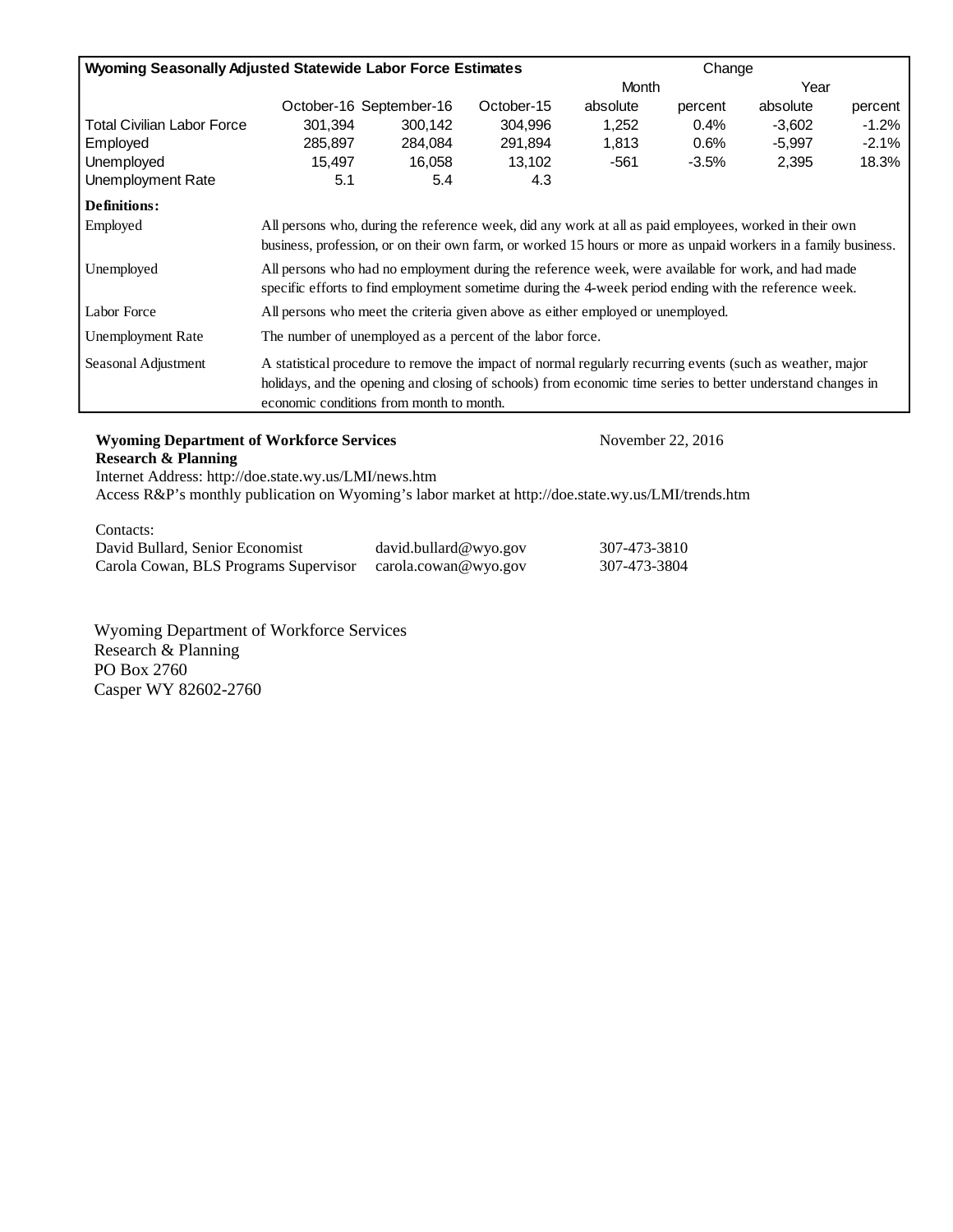| Wyoming Seasonally Adjusted Statewide Labor Force Estimates | | | | Change | | | |
|---|---|---|---|---|---|---|---|
| | | | | Month | | Year | |
| | October-16 | September-16 | October-15 | absolute | percent | absolute | percent |
| Total Civilian Labor Force | 301,394 | 300,142 | 304,996 | 1,252 | 0.4% | -3,602 | -1.2% |
| Employed | 285,897 | 284,084 | 291,894 | 1,813 | 0.6% | -5,997 | -2.1% |
| Unemployed | 15,497 | 16,058 | 13,102 | -561 | -3.5% | 2,395 | 18.3% |
| Unemployment Rate | 5.1 | 5.4 | 4.3 | | | | |

**Definitions:**

| | |
|---|---|
| Employed | All persons who, during the reference week, did any work at all as paid employees, worked in their own business, profession, or on their own farm, or worked 15 hours or more as unpaid workers in a family business. |
| Unemployed | All persons who had no employment during the reference week, were available for work, and had made specific efforts to find employment sometime during the 4-week period ending with the reference week. |
| Labor Force | All persons who meet the criteria given above as either employed or unemployed. |
| Unemployment Rate | The number of unemployed as a percent of the labor force. |
| Seasonal Adjustment | A statistical procedure to remove the impact of normal regularly recurring events (such as weather, major holidays, and the opening and closing of schools) from economic time series to better understand changes in economic conditions from month to month. |

**Wyoming Department of Workforce Services**
**Research & Planning**
November 22, 2016

Internet Address: http://doe.state.wy.us/LMI/news.htm
Access R&P's monthly publication on Wyoming's labor market at http://doe.state.wy.us/LMI/trends.htm

Contacts:

| | | |
|---|---|---|
| David Bullard, Senior Economist | david.bullard@wyo.gov | 307-473-3810 |
| Carola Cowan, BLS Programs Supervisor | carola.cowan@wyo.gov | 307-473-3804 |

Wyoming Department of Workforce Services
Research & Planning
PO Box 2760
Casper WY 82602-2760